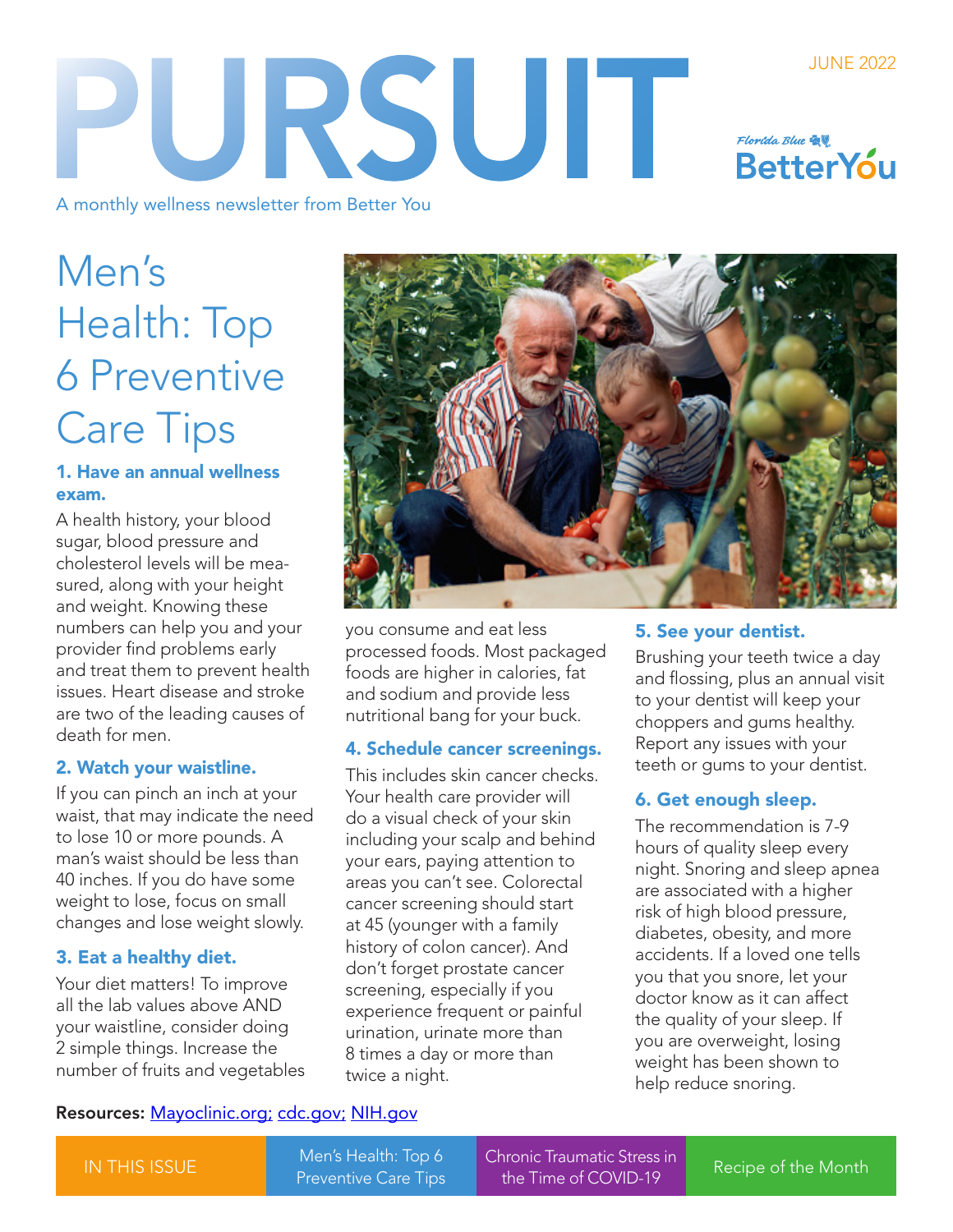# PURSUIT

JUNE 2022

Florida Blue BetterYou

A monthly wellness newsletter from Better You

## Men's Health: Top 6 Preventive Care Tips

### 1. Have an annual wellness exam.

A health history, your blood sugar, blood pressure and cholesterol levels will be measured, along with your height and weight. Knowing these numbers can help you and your provider find problems early and treat them to prevent health issues. Heart disease and stroke are two of the leading causes of death for men.

### 2. Watch your waistline.

If you can pinch an inch at your waist, that may indicate the need to lose 10 or more pounds. A man's waist should be less than 40 inches. If you do have some weight to lose, focus on small changes and lose weight slowly.

### 3. Eat a healthy diet.

Your diet matters! To improve all the lab values above AND your waistline, consider doing 2 simple things. Increase the number of fruits and vegetables you consume and eat less processed foods. Most packaged foods are higher in calories, fat and sodium and provide less nutritional bang for your buck.

### 4. Schedule cancer screenings.

This includes skin cancer checks. Your health care provider will do a visual check of your skin including your scalp and behind your ears, paying attention to areas you can't see. Colorectal cancer screening should start at 45 (younger with a family history of colon cancer). And don't forget prostate cancer screening, especially if you experience frequent or painful urination, urinate more than 8 times a day or more than twice a night.

### 5. See your dentist.

Brushing your teeth twice a day and flossing, plus an annual visit to your dentist will keep your choppers and gums healthy. Report any issues with your teeth or gums to your dentist.

### 6. Get enough sleep.

The recommendation is 7-9 hours of quality sleep every night. Snoring and sleep apnea are associated with a higher risk of high blood pressure, diabetes, obesity, and more accidents. If a loved one tells you that you snore, let your doctor know as it can affect the quality of your sleep. If you are overweight, losing weight has been shown to help reduce snoring.

**Resources:** [Mayoclinic.org;](Mayoclinic.org) [cdc.gov;](cdc.gov) [NIH.gov](NIH.gov)

| IN THIS ISSUE | Men's Health: Top 6 Preventive Care Tips | Chronic Traumatic Stress in the Time of COVID-19 | Recipe of the Month |
| --- | --- | --- | --- |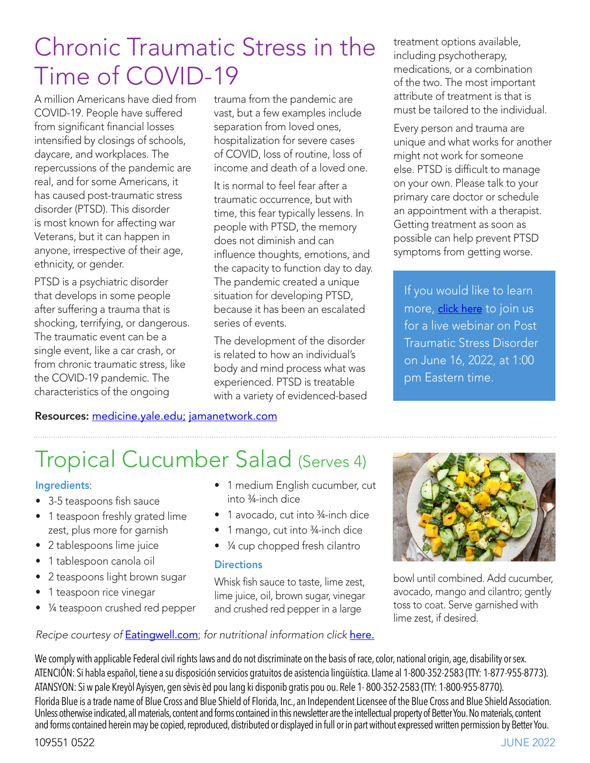# Chronic Traumatic Stress in the Time of COVID-19

A million Americans have died from COVID-19. People have suffered from significant financial losses intensified by closings of schools, daycare, and workplaces. The repercussions of the pandemic are real, and for some Americans, it has caused post-traumatic stress disorder (PTSD). This disorder is most known for affecting war Veterans, but it can happen in anyone, irrespective of their age, ethnicity, or gender.

PTSD is a psychiatric disorder that develops in some people after suffering a trauma that is shocking, terrifying, or dangerous. The traumatic event can be a single event, like a car crash, or from chronic traumatic stress, like the COVID-19 pandemic. The characteristics of the ongoing trauma from the pandemic are vast, but a few examples include separation from loved ones, hospitalization for severe cases of COVID, loss of routine, loss of income and death of a loved one.

It is normal to feel fear after a traumatic occurrence, but with time, this fear typically lessens. In people with PTSD, the memory does not diminish and can influence thoughts, emotions, and the capacity to function day to day. The pandemic created a unique situation for developing PTSD, because it has been an escalated series of events.

The development of the disorder is related to how an individual's body and mind process what was experienced. PTSD is treatable with a variety of evidenced-based treatment options available, including psychotherapy, medications, or a combination of the two. The most important attribute of treatment is that is must be tailored to the individual.

Every person and trauma are unique and what works for another might not work for someone else. PTSD is difficult to manage on your own. Please talk to your primary care doctor or schedule an appointment with a therapist. Getting treatment as soon as possible can help prevent PTSD symptoms from getting worse.

If you would like to learn more, click here to join us for a live webinar on Post Traumatic Stress Disorder on June 16, 2022, at 1:00 pm Eastern time.

**Resources:** medicine.yale.edu; jamanetwork.com

# Tropical Cucumber Salad (Serves 4)

### Ingredients:

- 3-5 teaspoons fish sauce
- 1 teaspoon freshly grated lime zest, plus more for garnish
- 2 tablespoons lime juice
- 1 tablespoon canola oil
- 2 teaspoons light brown sugar
- 1 teaspoon rice vinegar
- ¼ teaspoon crushed red pepper
- 1 medium English cucumber, cut into ¾-inch dice
- 1 avocado, cut into ¾-inch dice
- 1 mango, cut into ¾-inch dice
- ¼ cup chopped fresh cilantro

### Directions

Whisk fish sauce to taste, lime zest, lime juice, oil, brown sugar, vinegar and crushed red pepper in a large bowl until combined. Add cucumber, avocado, mango and cilantro; gently toss to coat. Serve garnished with lime zest, if desired.

*Recipe courtesy of Eatingwell.com; for nutritional information click here.*

We comply with applicable Federal civil rights laws and do not discriminate on the basis of race, color, national origin, age, disability or sex.
ATENCIÓN: Si habla español, tiene a su disposición servicios gratuitos de asistencia lingüística. Llame al 1-800-352-2583 (TTY: 1-877-955-8773).
ATANSYON: Si w pale Kreyòl Ayisyen, gen sèvis èd pou lang ki disponib gratis pou ou. Rele 1- 800-352-2583 (TTY: 1-800-955-8770).
Florida Blue is a trade name of Blue Cross and Blue Shield of Florida, Inc., an Independent Licensee of the Blue Cross and Blue Shield Association.
Unless otherwise indicated, all materials, content and forms contained in this newsletter are the intellectual property of Better You. No materials, content and forms contained herein may be copied, reproduced, distributed or displayed in full or in part without expressed written permission by Better You.

109551 0522

JUNE 2022